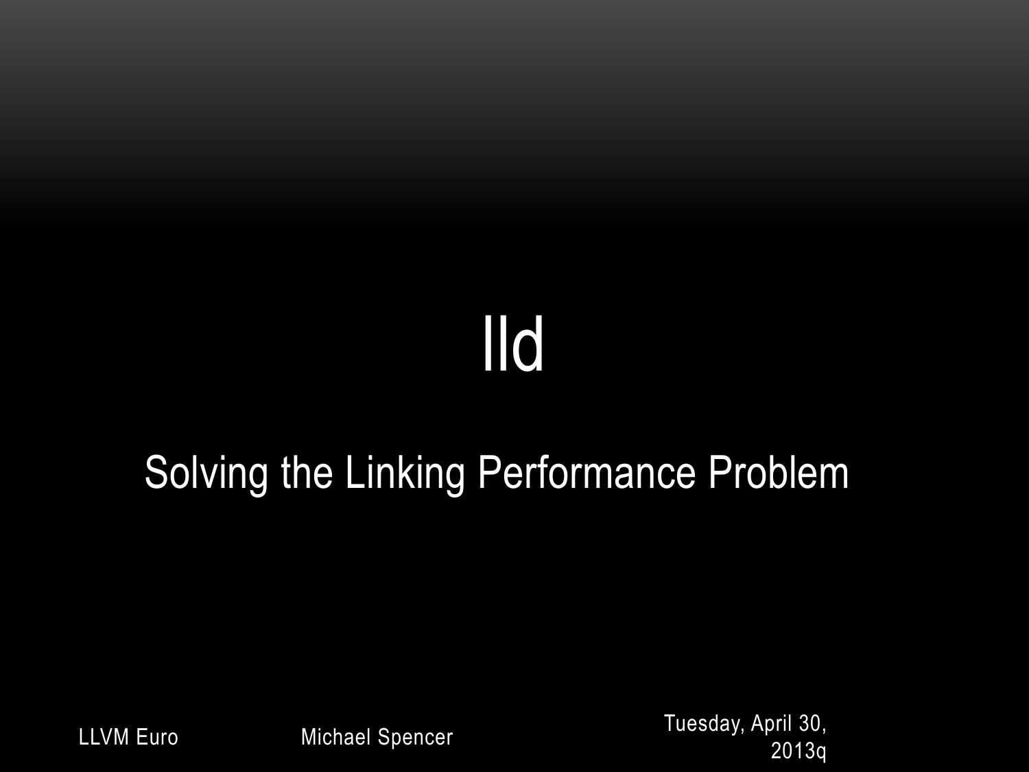# lld

## Solving the Linking Performance Problem

LLVM Euro

Michael Spencer

Tuesday, April 30, 2013q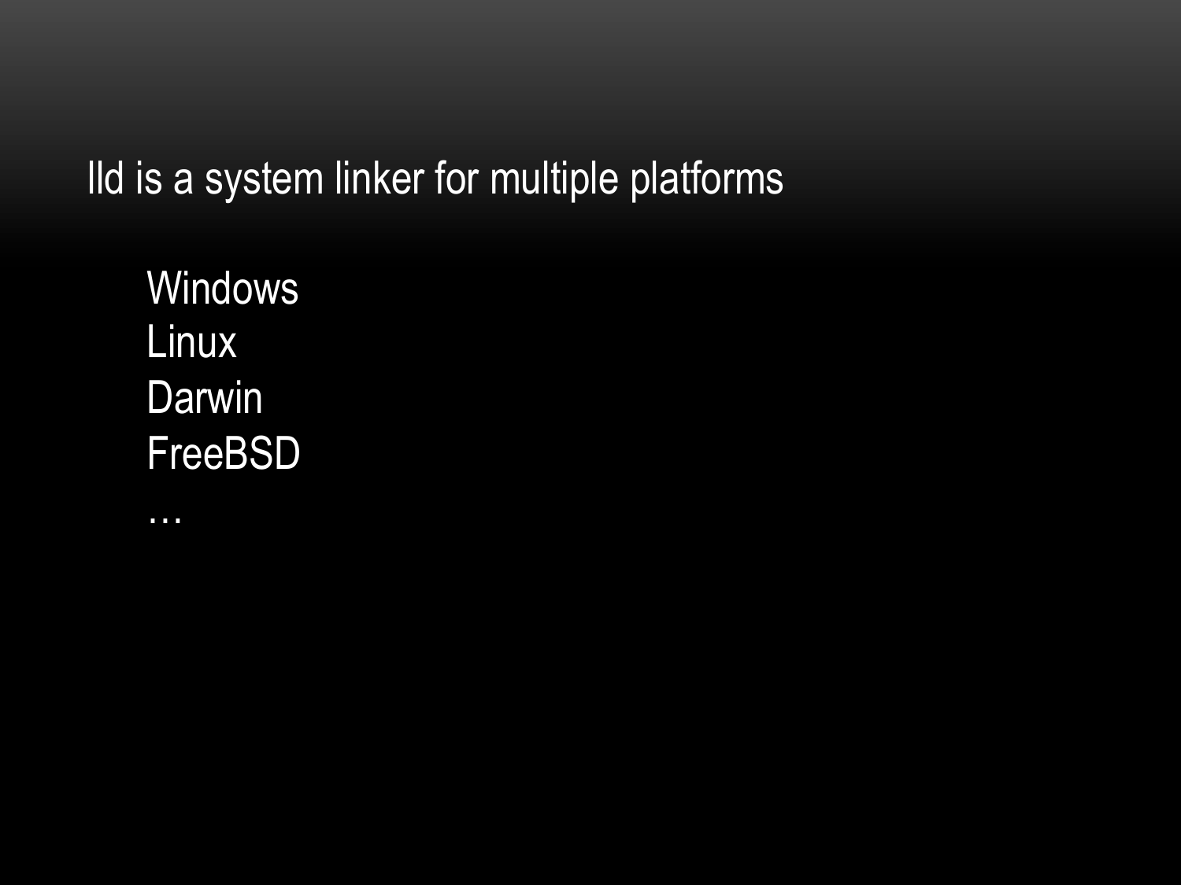lld is a system linker for multiple platforms

- Windows
- Linux
- Darwin
- FreeBSD
- …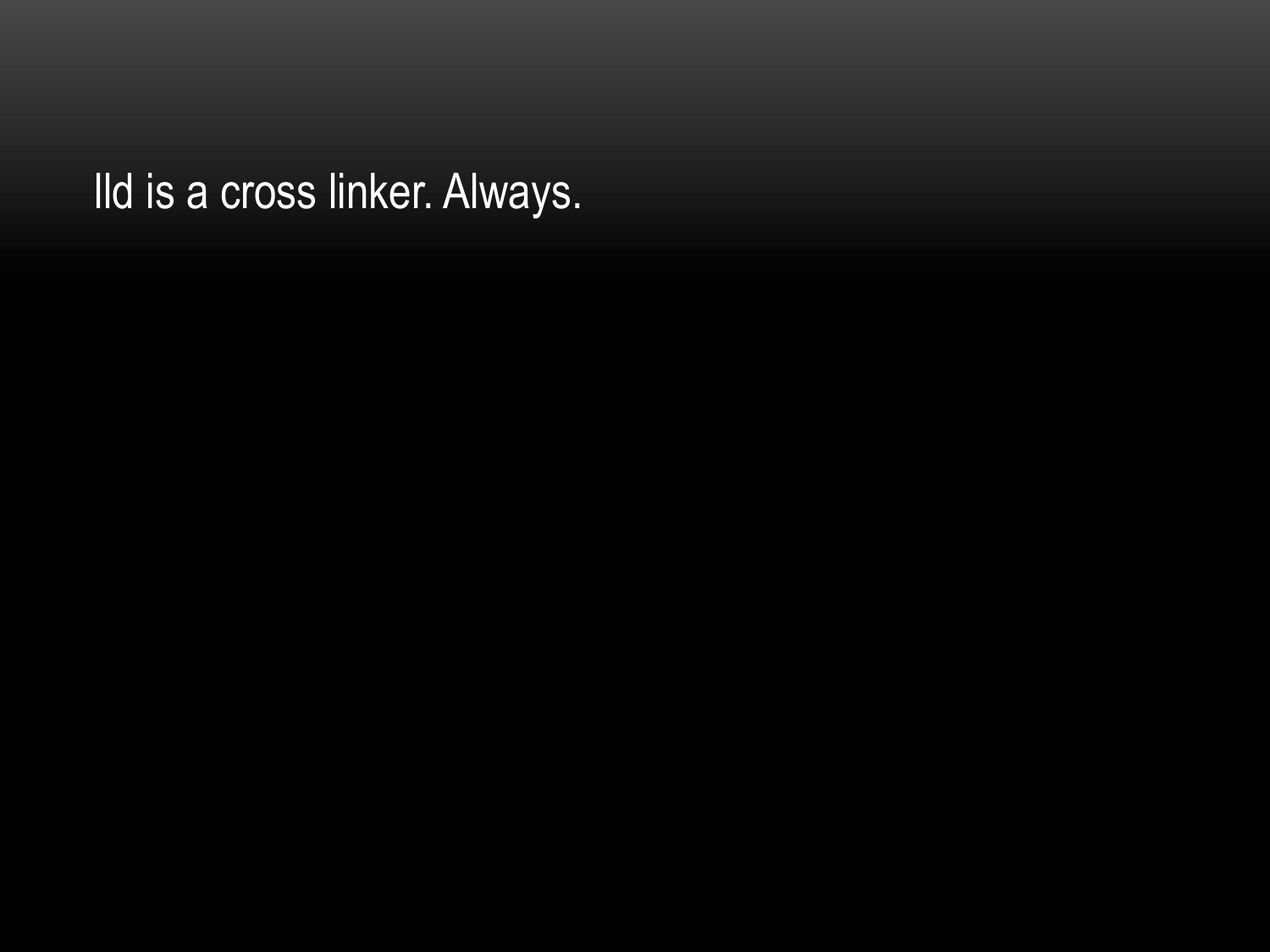lld is a cross linker. Always.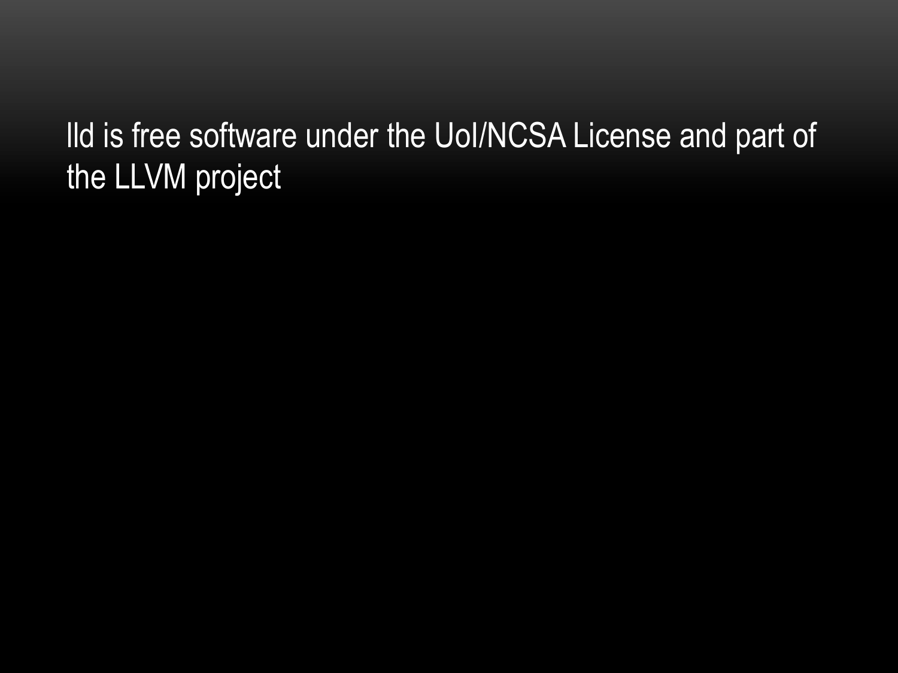lld is free software under the UoI/NCSA License and part of the LLVM project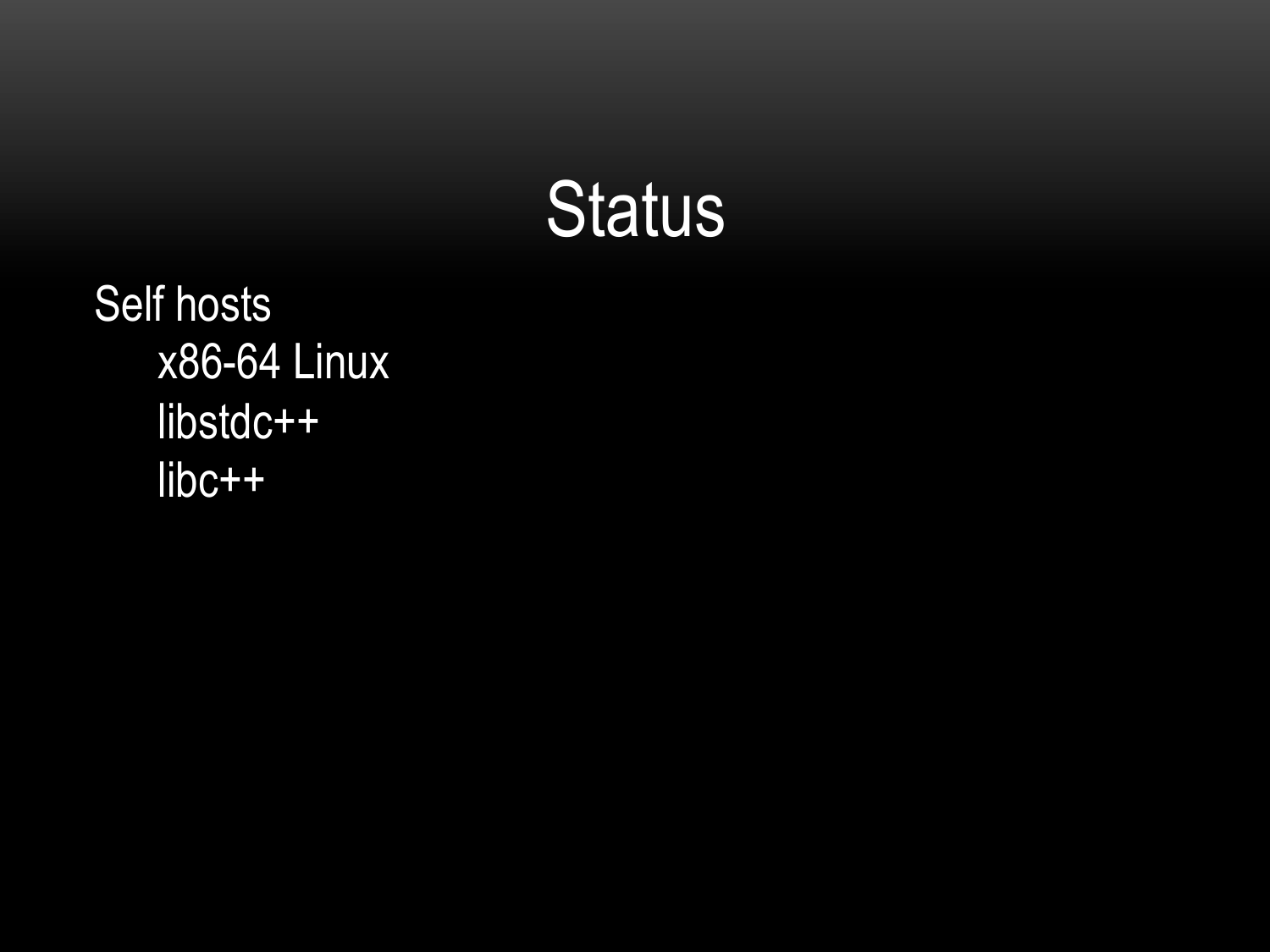# Status

- Self hosts
  - x86-64 Linux
  - libstdc++
  - libc++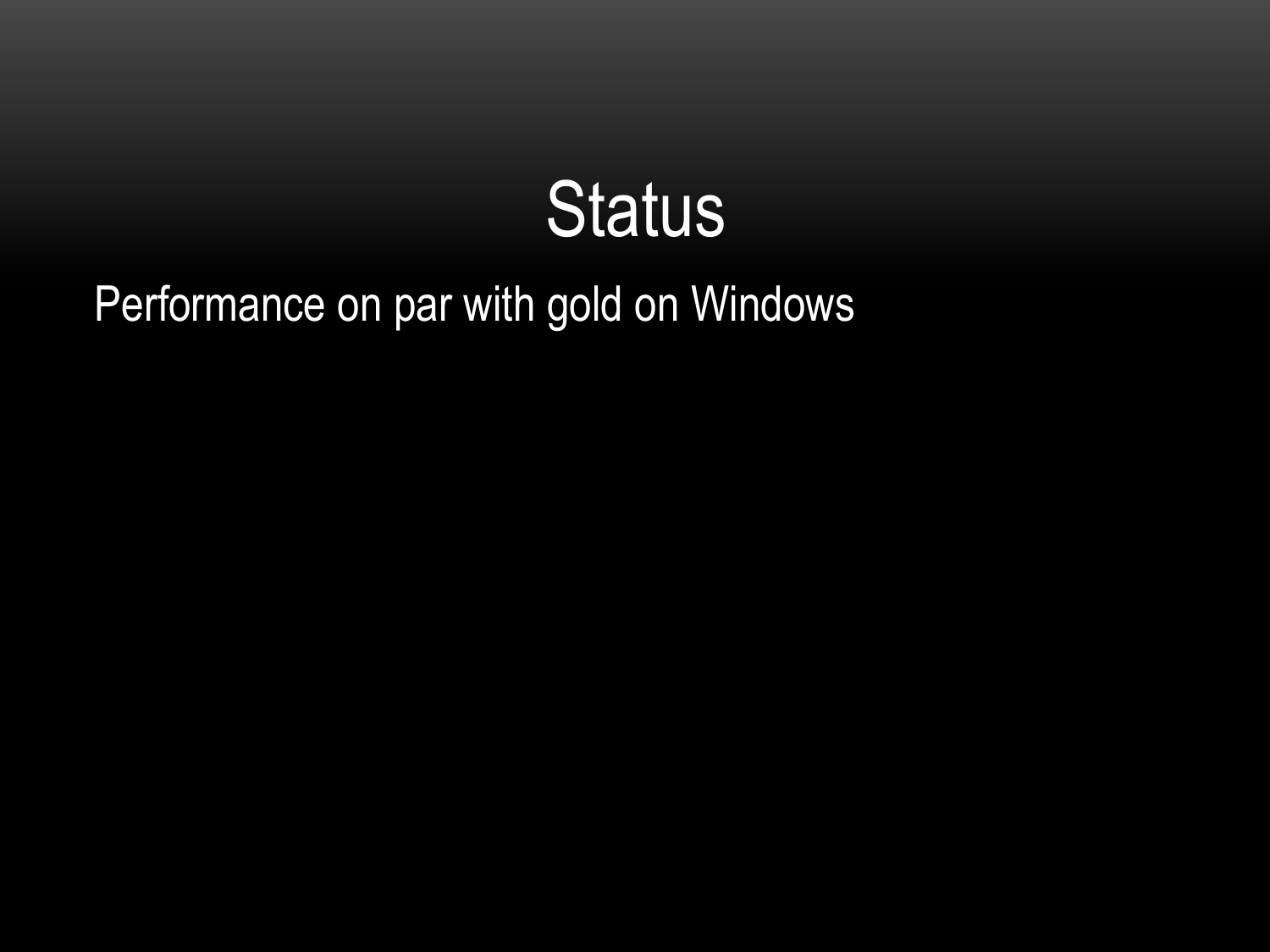# Status

Performance on par with gold on Windows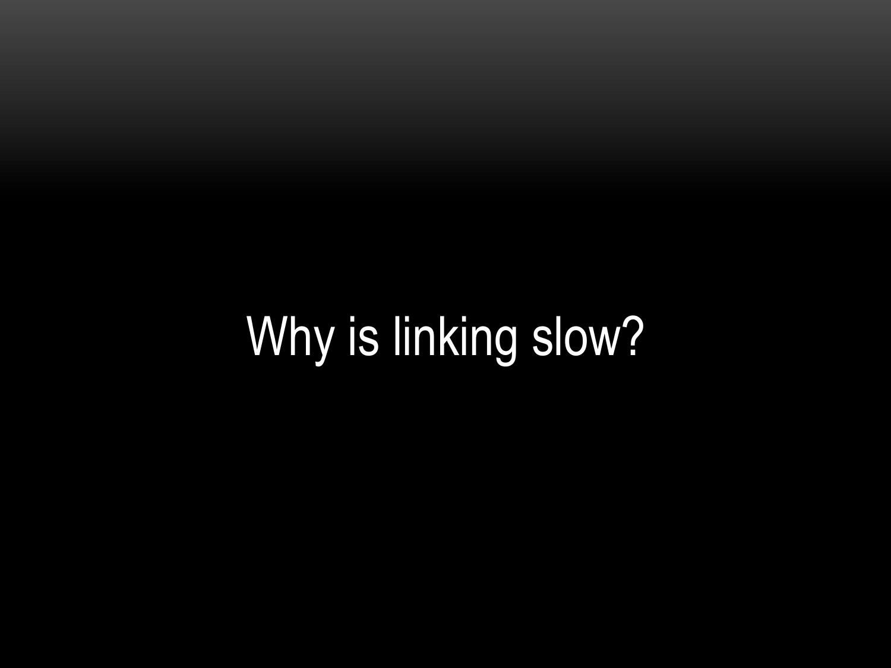# Why is linking slow?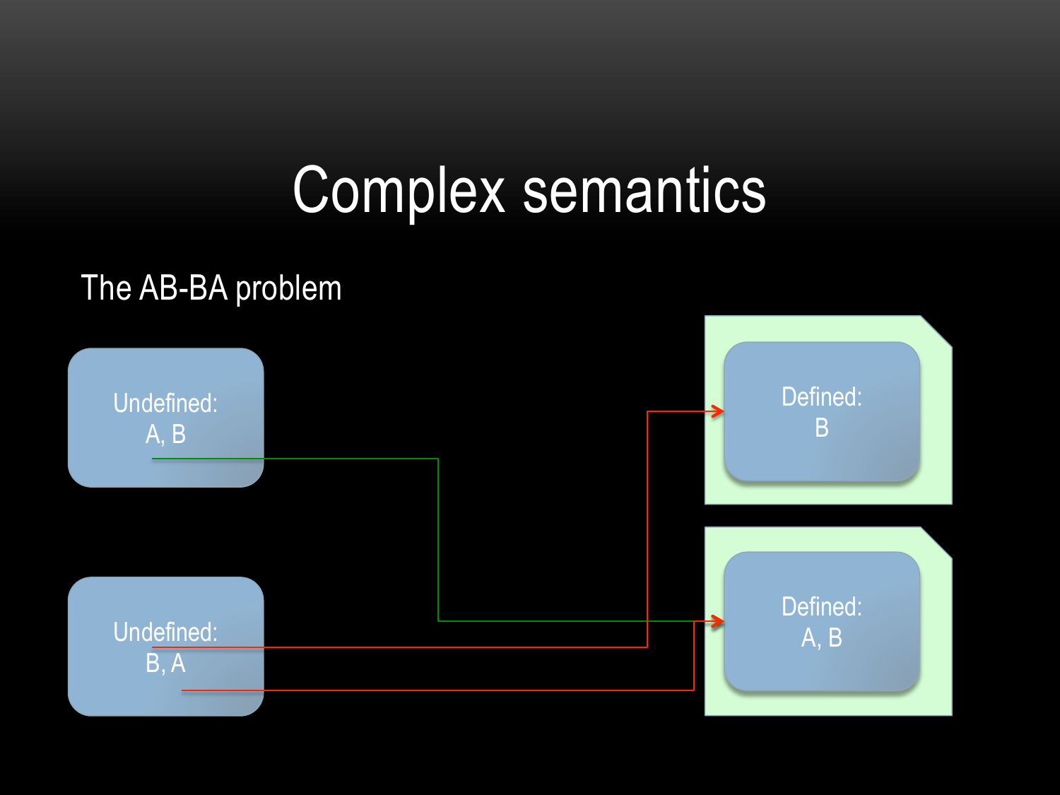# Complex semantics

The AB-BA problem

Undefined:
A, B

Undefined:
B, A

Defined:
B

Defined:
A, B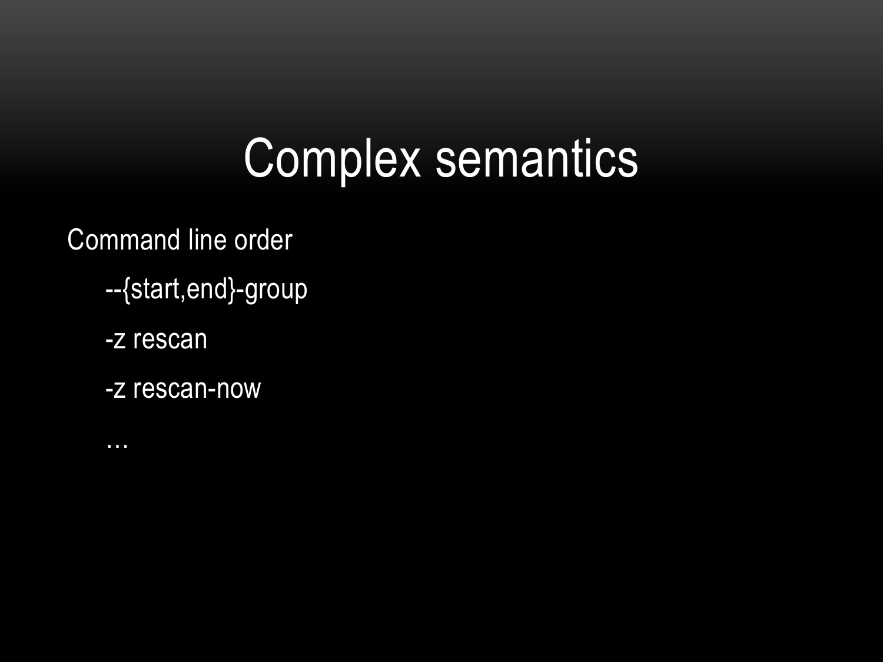# Complex semantics

- Command line order
  - --{start,end}-group
  - -z rescan
  - -z rescan-now
  - …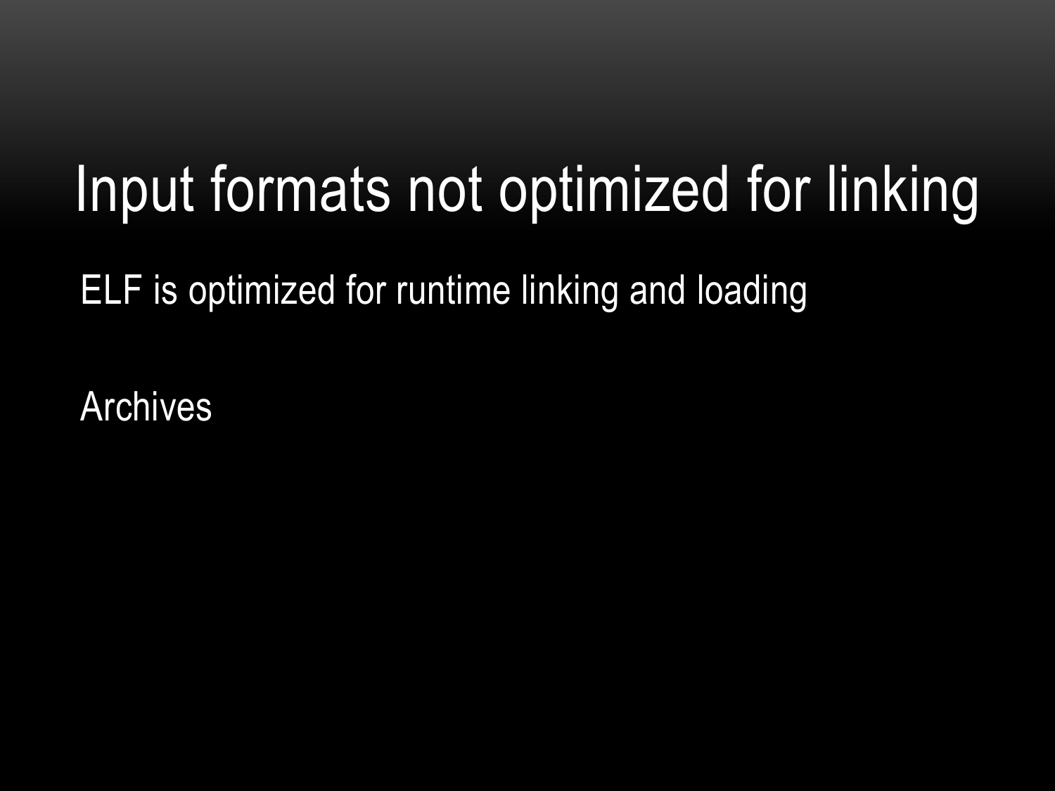# Input formats not optimized for linking

ELF is optimized for runtime linking and loading

Archives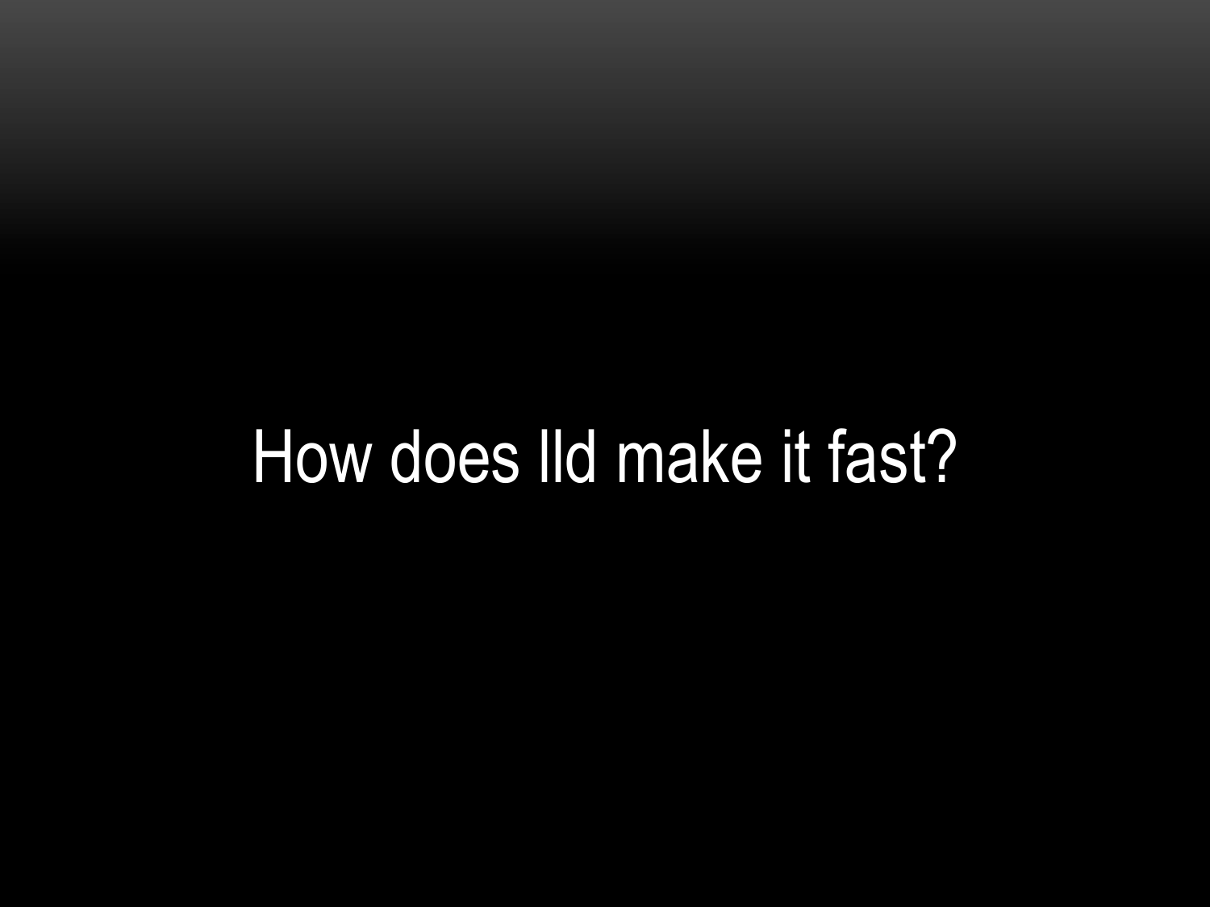# How does lld make it fast?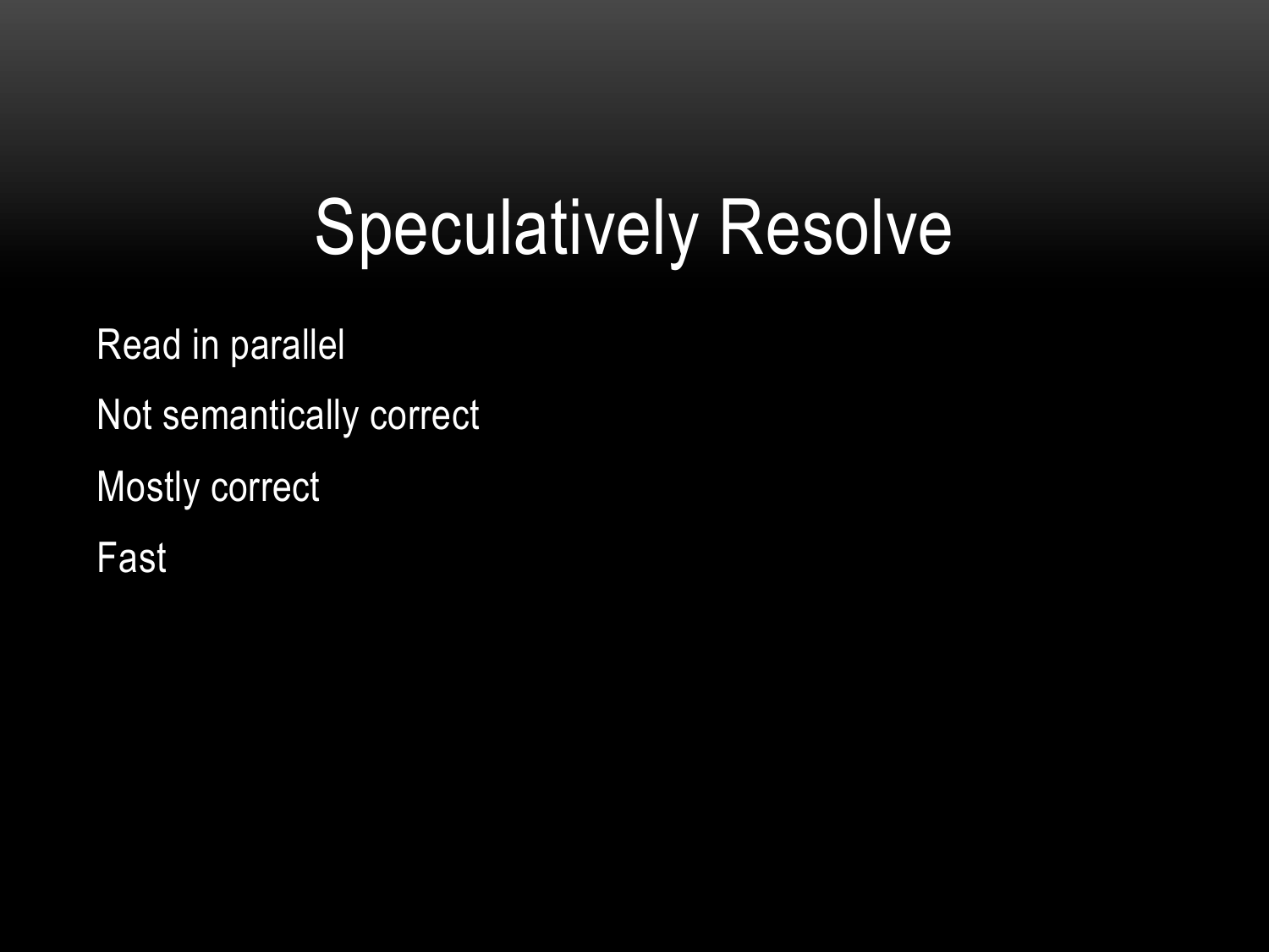# Speculatively Resolve

Read in parallel

Not semantically correct

Mostly correct

Fast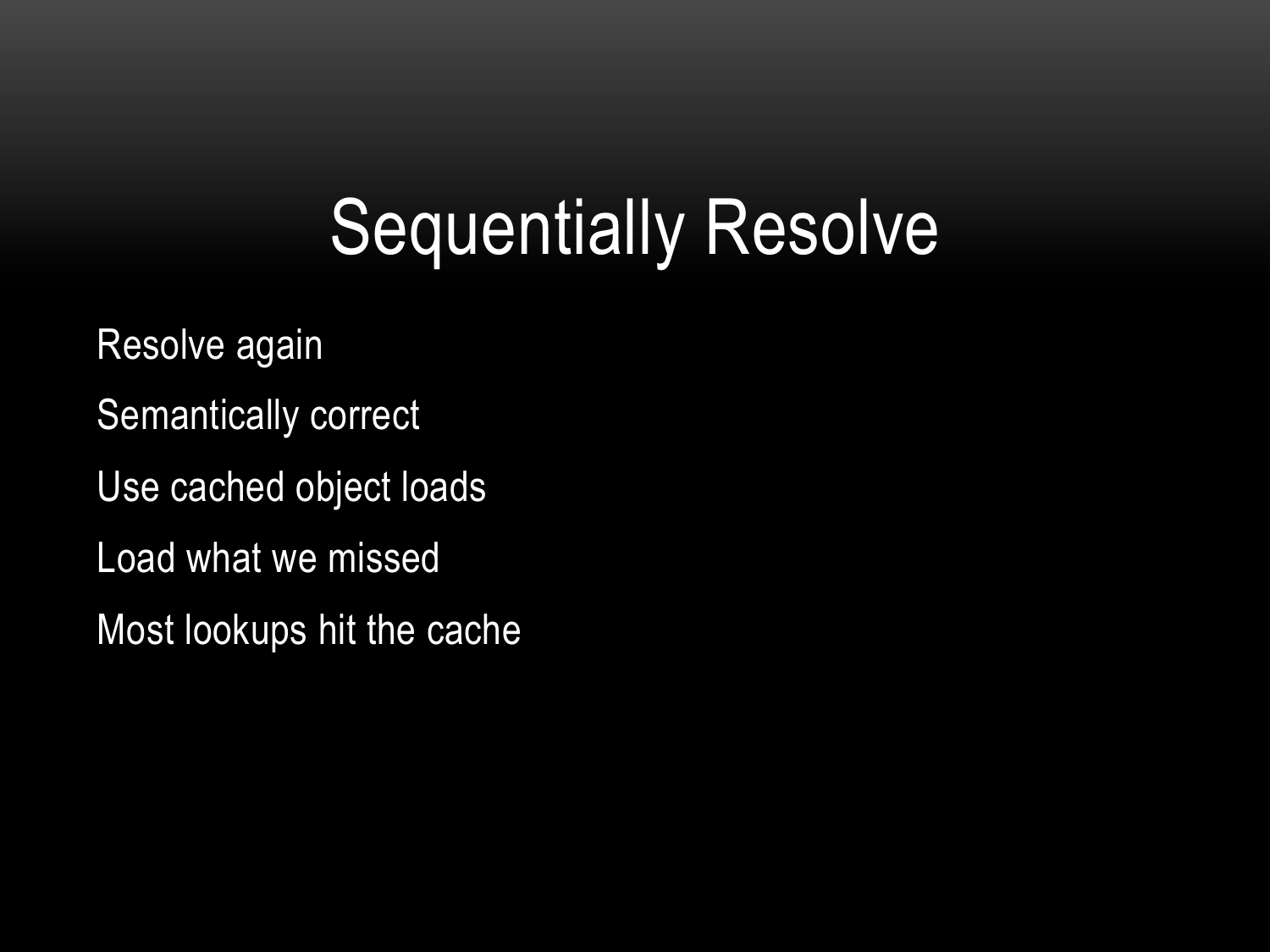# Sequentially Resolve

- Resolve again
- Semantically correct
- Use cached object loads
- Load what we missed
- Most lookups hit the cache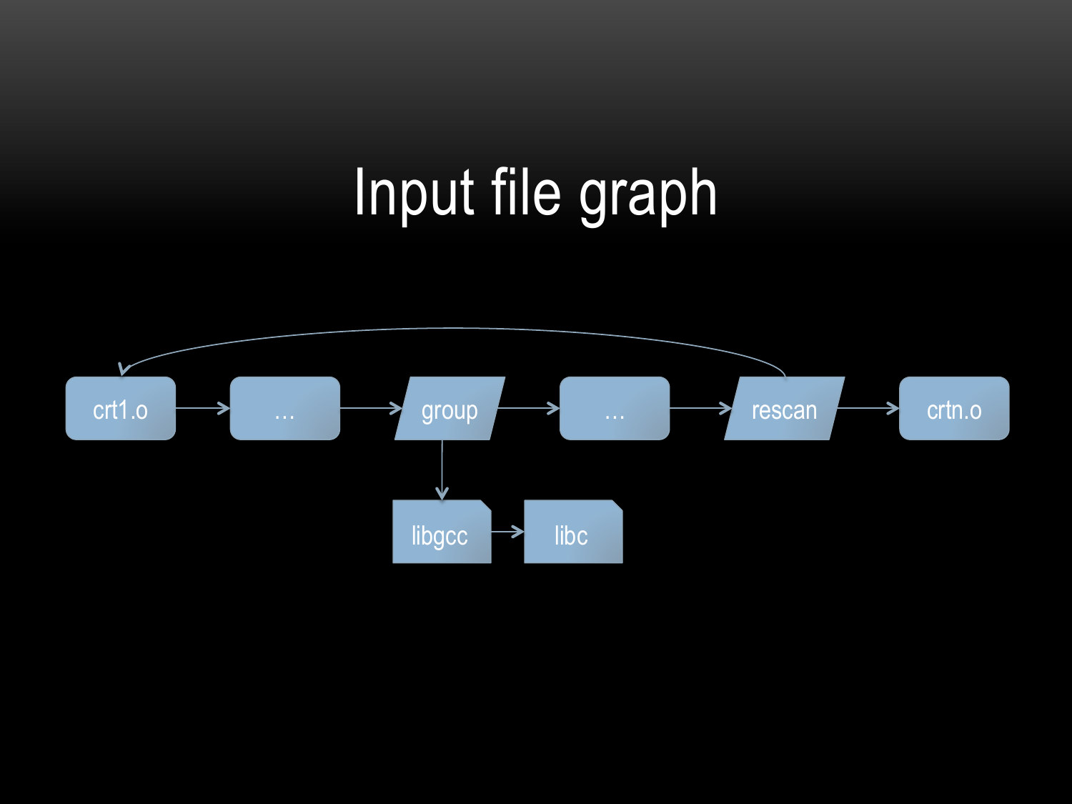# Input file graph

crt1.o → … → group → … → rescan → crtn.o

group → libgcc → libc

rescan → crt1.o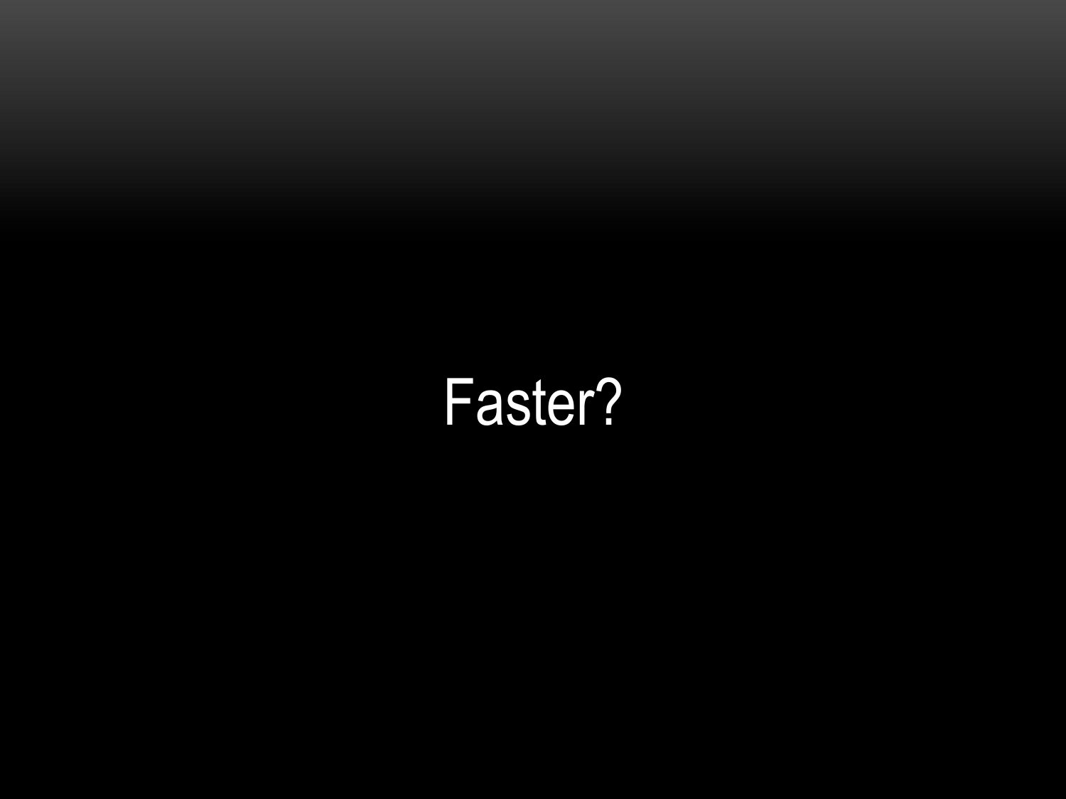Faster?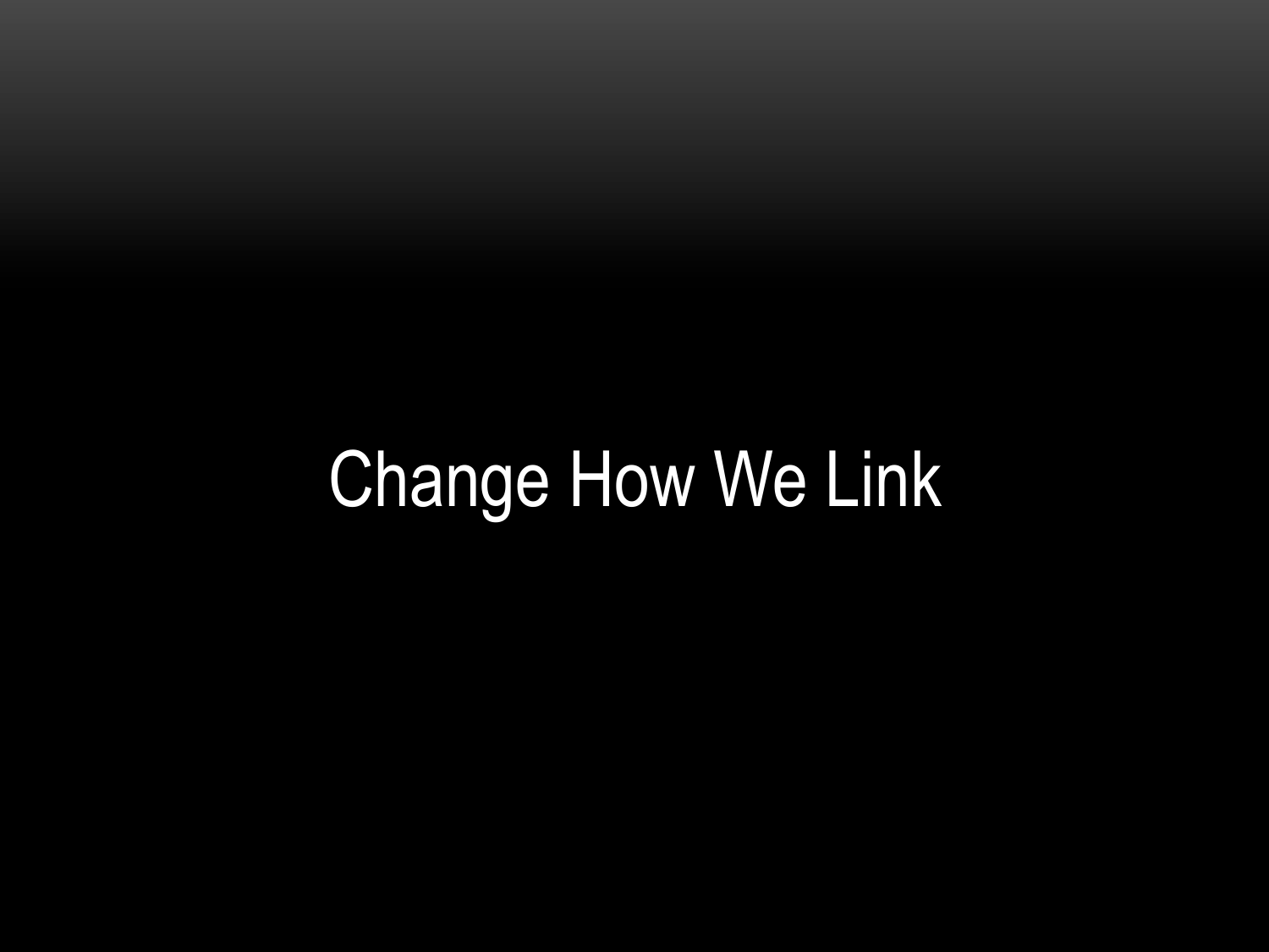# Change How We Link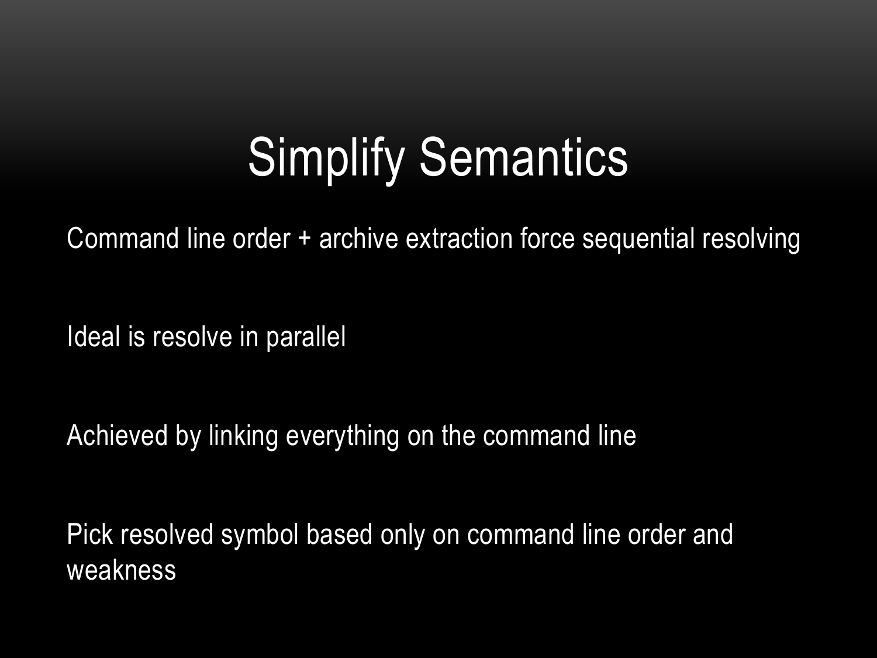# Simplify Semantics

Command line order + archive extraction force sequential resolving

Ideal is resolve in parallel

Achieved by linking everything on the command line

Pick resolved symbol based only on command line order and weakness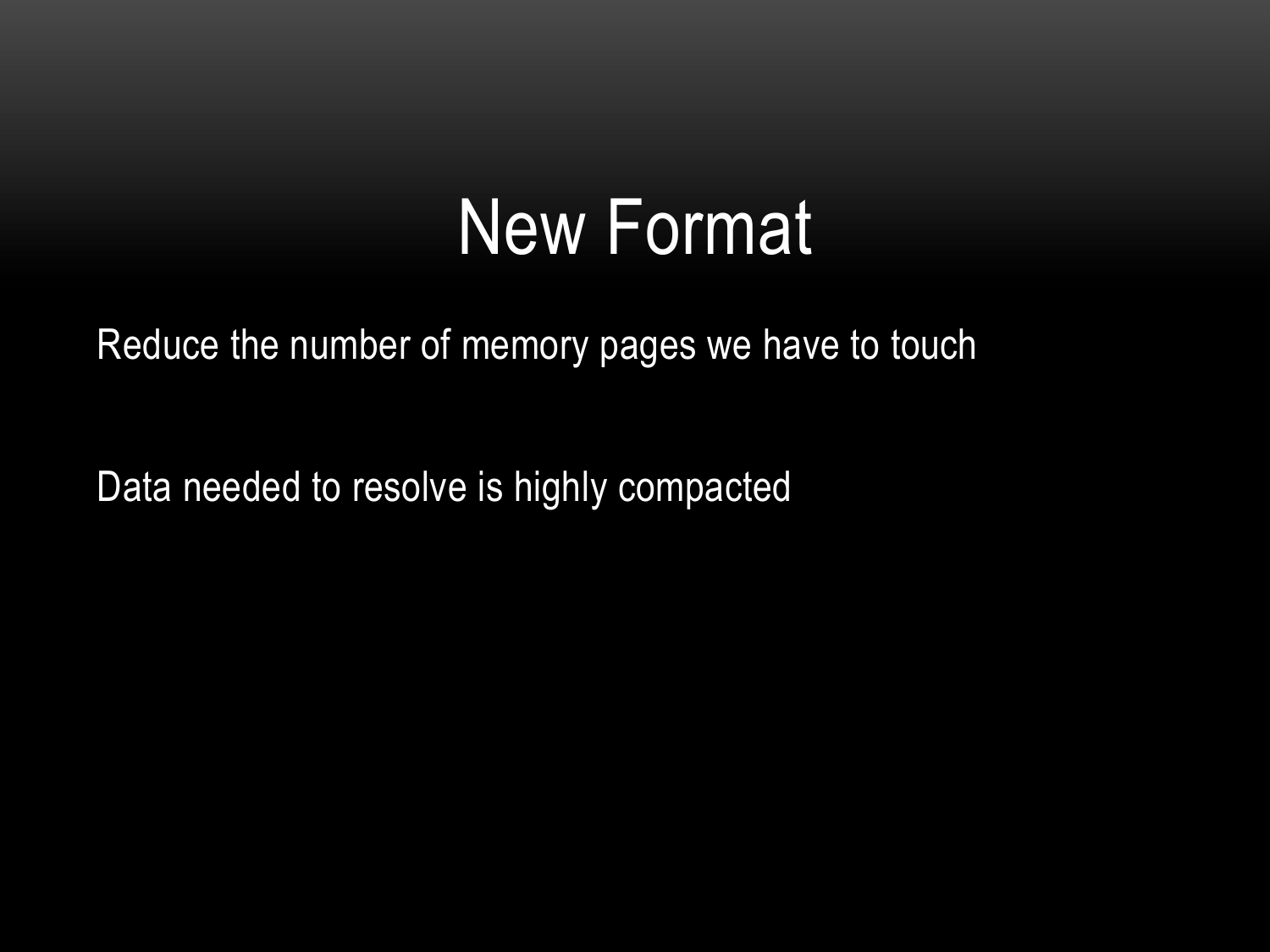# New Format

Reduce the number of memory pages we have to touch

Data needed to resolve is highly compacted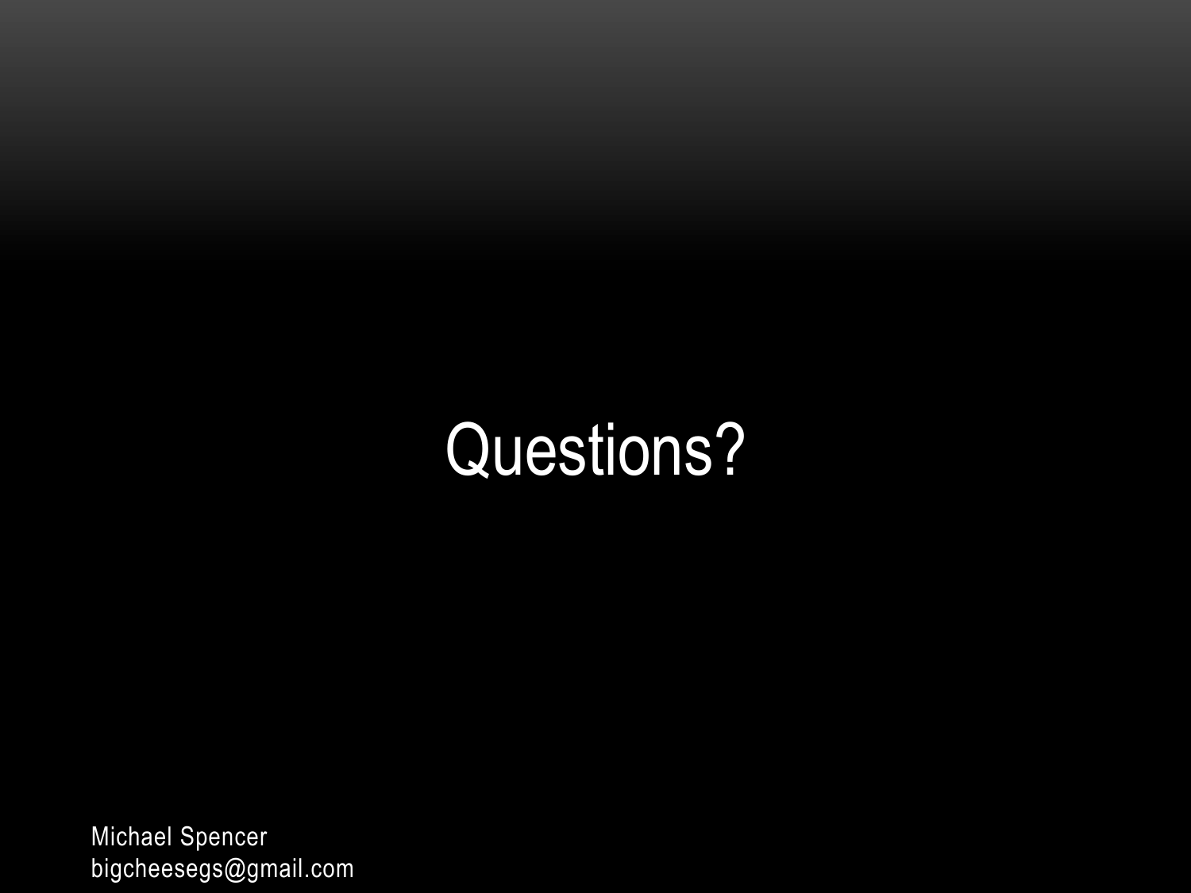# Questions?

Michael Spencer
bigcheesegs@gmail.com